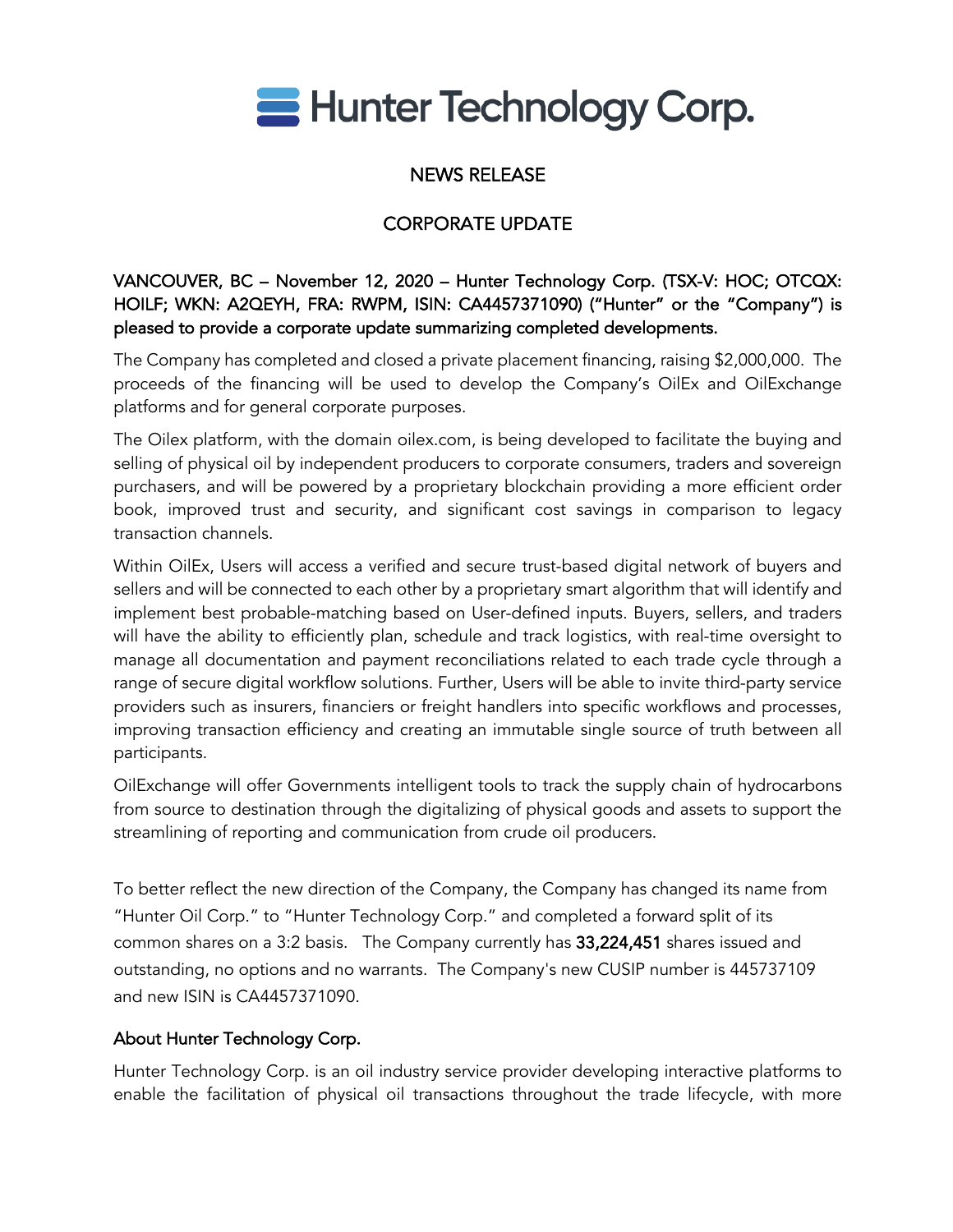# Hunter Technology Corp.

## NEWS RELEASE

## CORPORATE UPDATE

**VANCOUVER, BC – November 12, 2020 – Hunter Technology Corp. (TSX-V: HOC; OTCQX: HOILF; WKN: A2QEYH, FRA: RWPM, ISIN: CA4457371090) ("Hunter" or the "Company") is pleased to provide a corporate update summarizing completed developments.**

The Company has completed and closed a private placement financing, raising $2,000,000. The proceeds of the financing will be used to develop the Company's OilEx and OilExchange platforms and for general corporate purposes.

The Oilex platform, with the domain oilex.com, is being developed to facilitate the buying and selling of physical oil by independent producers to corporate consumers, traders and sovereign purchasers, and will be powered by a proprietary blockchain providing a more efficient order book, improved trust and security, and significant cost savings in comparison to legacy transaction channels.

Within OilEx, Users will access a verified and secure trust-based digital network of buyers and sellers and will be connected to each other by a proprietary smart algorithm that will identify and implement best probable-matching based on User-defined inputs. Buyers, sellers, and traders will have the ability to efficiently plan, schedule and track logistics, with real-time oversight to manage all documentation and payment reconciliations related to each trade cycle through a range of secure digital workflow solutions. Further, Users will be able to invite third-party service providers such as insurers, financiers or freight handlers into specific workflows and processes, improving transaction efficiency and creating an immutable single source of truth between all participants.

OilExchange will offer Governments intelligent tools to track the supply chain of hydrocarbons from source to destination through the digitalizing of physical goods and assets to support the streamlining of reporting and communication from crude oil producers.

To better reflect the new direction of the Company, the Company has changed its name from "Hunter Oil Corp." to "Hunter Technology Corp." and completed a forward split of its common shares on a 3:2 basis. The Company currently has **33,224,451** shares issued and outstanding, no options and no warrants. The Company's new CUSIP number is 445737109 and new ISIN is CA4457371090.

### About Hunter Technology Corp.

Hunter Technology Corp. is an oil industry service provider developing interactive platforms to enable the facilitation of physical oil transactions throughout the trade lifecycle, with more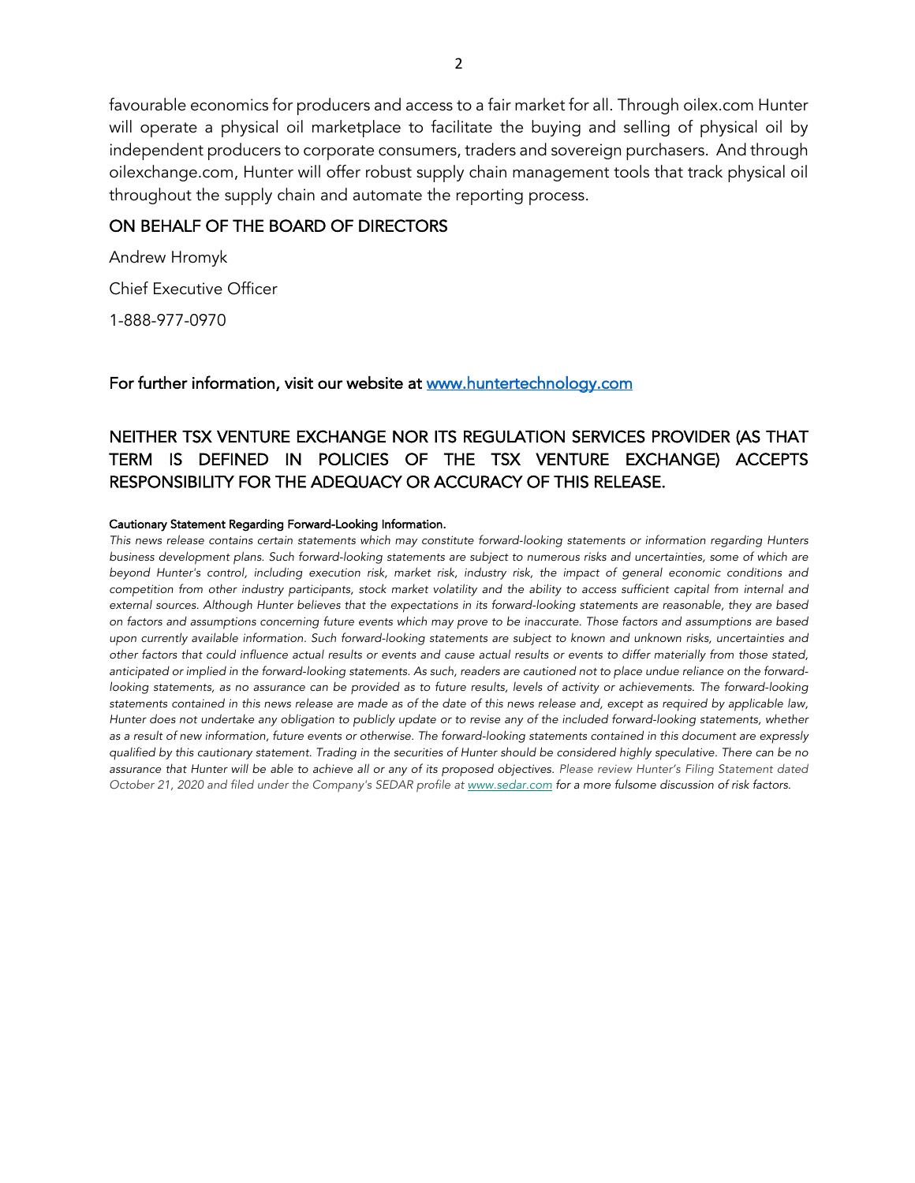favourable economics for producers and access to a fair market for all. Through oilex.com Hunter will operate a physical oil marketplace to facilitate the buying and selling of physical oil by independent producers to corporate consumers, traders and sovereign purchasers. And through oilexchange.com, Hunter will offer robust supply chain management tools that track physical oil throughout the supply chain and automate the reporting process.

ON BEHALF OF THE BOARD OF DIRECTORS

Andrew Hromyk

Chief Executive Officer

1-888-977-0970

For further information, visit our website at [www.huntertechnology.com](http://www.huntertechnology.com)

NEITHER TSX VENTURE EXCHANGE NOR ITS REGULATION SERVICES PROVIDER (AS THAT TERM IS DEFINED IN POLICIES OF THE TSX VENTURE EXCHANGE) ACCEPTS RESPONSIBILITY FOR THE ADEQUACY OR ACCURACY OF THIS RELEASE.

**Cautionary Statement Regarding Forward-Looking Information.**

*This news release contains certain statements which may constitute forward-looking statements or information regarding Hunters business development plans. Such forward-looking statements are subject to numerous risks and uncertainties, some of which are beyond Hunter's control, including execution risk, market risk, industry risk, the impact of general economic conditions and competition from other industry participants, stock market volatility and the ability to access sufficient capital from internal and external sources. Although Hunter believes that the expectations in its forward-looking statements are reasonable, they are based on factors and assumptions concerning future events which may prove to be inaccurate. Those factors and assumptions are based upon currently available information. Such forward-looking statements are subject to known and unknown risks, uncertainties and other factors that could influence actual results or events and cause actual results or events to differ materially from those stated, anticipated or implied in the forward-looking statements. As such, readers are cautioned not to place undue reliance on the forward-looking statements, as no assurance can be provided as to future results, levels of activity or achievements. The forward-looking statements contained in this news release are made as of the date of this news release and, except as required by applicable law, Hunter does not undertake any obligation to publicly update or to revise any of the included forward-looking statements, whether as a result of new information, future events or otherwise. The forward-looking statements contained in this document are expressly qualified by this cautionary statement. Trading in the securities of Hunter should be considered highly speculative. There can be no assurance that Hunter will be able to achieve all or any of its proposed objectives. Please review Hunter's Filing Statement dated October 21, 2020 and filed under the Company's SEDAR profile at [www.sedar.com](http://www.sedar.com) for a more fulsome discussion of risk factors.*